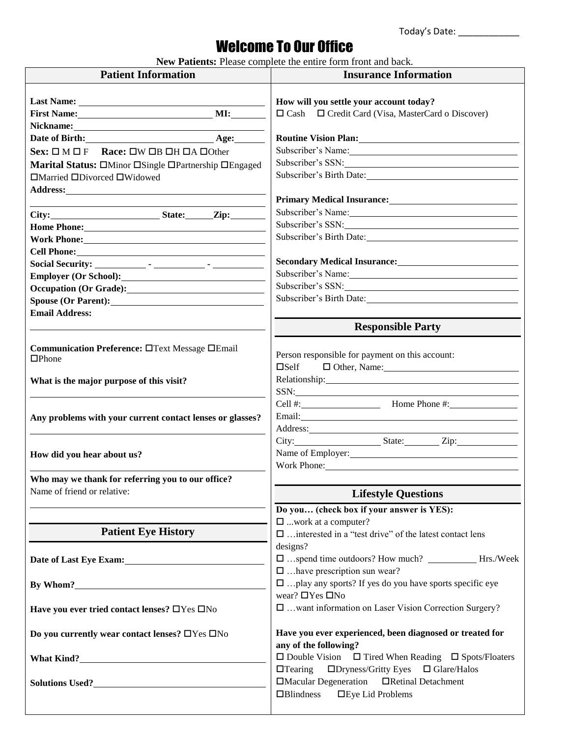Today's Date: ____________

# Welcome To Our Office

**New Patients:** Please complete the entire form front and back.

## Patient Information

**Last Name:** ________________

**First Name:** ________________ **MI:** ______

**Nickname:** ________________

**Date of Birth:** ________________ **Age:** ______

**Sex:** ☐ M ☐ F **Race:** ☐W ☐B ☐H ☐A ☐Other

**Marital Status:** ☐Minor ☐Single ☐Partnership ☐Engaged ☐Married ☐Divorced ☐Widowed

**Address:** ________________

________________

**City:** ________________ **State:** ______ **Zip:** ______

**Home Phone:** ________________

**Work Phone:** ________________

**Cell Phone:** ________________

**Social Security:** ________ - ________ - ________

**Employer (Or School):** ________________

**Occupation (Or Grade):** ________________

**Spouse (Or Parent):** ________________

**Email Address:**

________________

**Communication Preference:** ☐Text Message ☐Email ☐Phone

**What is the major purpose of this visit?**

________________

**Any problems with your current contact lenses or glasses?**

________________

**How did you hear about us?**

________________

**Who may we thank for referring you to our office?**

Name of friend or relative:

________________

## Patient Eye History

**Date of Last Eye Exam:** ________________

**By Whom?** ________________

**Have you ever tried contact lenses?** ☐Yes ☐No

**Do you currently wear contact lenses?** ☐Yes ☐No

**What Kind?** ________________

**Solutions Used?** ________________

## Insurance Information

**How will you settle your account today?**

☐ Cash ☐ Credit Card (Visa, MasterCard o Discover)

**Routine Vision Plan:** ________________

Subscriber's Name: ________________

Subscriber's SSN: ________________

Subscriber's Birth Date: ________________

**Primary Medical Insurance:** ________________

Subscriber's Name: ________________

Subscriber's SSN: ________________

Subscriber's Birth Date: ________________

**Secondary Medical Insurance:** ________________

Subscriber's Name: ________________

Subscriber's SSN: ________________

Subscriber's Birth Date: ________________

## Responsible Party

Person responsible for payment on this account:

☐Self ☐ Other, Name: ________________

Relationship: ________________

SSN: ________________

Cell #: ________________ Home Phone #: ________________

Email: ________________

Address: ________________

City: ________________ State: ________ Zip: ________

Name of Employer: ________________

Work Phone: ________________

## Lifestyle Questions

**Do you… (check box if your answer is YES):**

☐ ...work at a computer?

☐ …interested in a "test drive" of the latest contact lens designs?

☐ …spend time outdoors? How much? __________ Hrs./Week

☐ …have prescription sun wear?

☐ …play any sports? If yes do you have sports specific eye wear? ☐Yes ☐No

☐ …want information on Laser Vision Correction Surgery?

**Have you ever experienced, been diagnosed or treated for any of the following?**

☐ Double Vision ☐ Tired When Reading ☐ Spots/Floaters

☐Tearing ☐Dryness/Gritty Eyes ☐ Glare/Halos

☐Macular Degeneration ☐Retinal Detachment

☐Blindness ☐Eye Lid Problems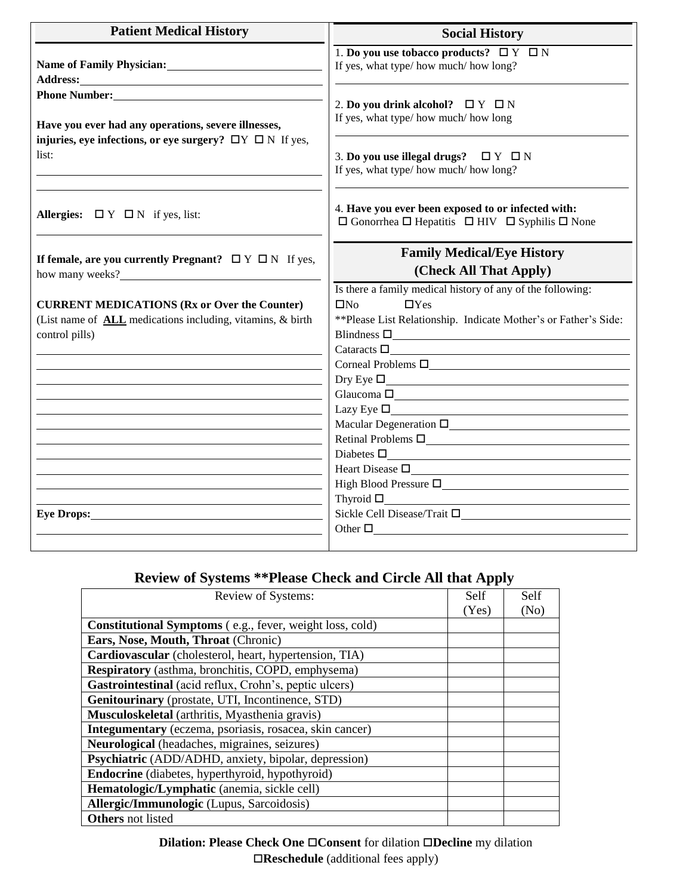## Patient Medical History

**Name of Family Physician:** ______________________

**Address:** ______________________

**Phone Number:** ______________________

**Have you ever had any operations, severe illnesses, injuries, eye infections, or eye surgery?** ☐Y ☐ N If yes, list:

______________________

______________________

**Allergies:** ☐ Y ☐ N if yes, list:

______________________

**If female, are you currently Pregnant?** ☐ Y ☐ N If yes, how many weeks? ______________________

**CURRENT MEDICATIONS (Rx or Over the Counter)**
(List name of **ALL** medications including, vitamins, & birth control pills)

______________________

______________________

______________________

______________________

______________________

______________________

______________________

______________________

______________________

______________________

**Eye Drops:** ______________________

______________________

## Social History

1. **Do you use tobacco products?** ☐ Y ☐ N
If yes, what type/ how much/ how long?

______________________

2. **Do you drink alcohol?** ☐ Y ☐ N
If yes, what type/ how much/ how long

______________________

3. **Do you use illegal drugs?** ☐ Y ☐ N
If yes, what type/ how much/ how long?

______________________

4. **Have you ever been exposed to or infected with:**
☐ Gonorrhea ☐ Hepatitis ☐ HIV ☐ Syphilis ☐ None

## Family Medical/Eye History (Check All That Apply)

Is there a family medical history of any of the following:
☐No ☐Yes
**Please List Relationship. Indicate Mother's or Father's Side:

- Blindness ☐ ______________________
- Cataracts ☐ ______________________
- Corneal Problems ☐ ______________________
- Dry Eye ☐ ______________________
- Glaucoma ☐ ______________________
- Lazy Eye ☐ ______________________
- Macular Degeneration ☐ ______________________
- Retinal Problems ☐ ______________________
- Diabetes ☐ ______________________
- Heart Disease ☐ ______________________
- High Blood Pressure ☐ ______________________
- Thyroid ☐ ______________________
- Sickle Cell Disease/Trait ☐ ______________________
- Other ☐ ______________________

## Review of Systems **Please Check and Circle All that Apply

| Review of Systems: | Self (Yes) | Self (No) |
|---|---|---|
| **Constitutional Symptoms** ( e.g., fever, weight loss, cold) | | |
| **Ears, Nose, Mouth, Throat** (Chronic) | | |
| **Cardiovascular** (cholesterol, heart, hypertension, TIA) | | |
| **Respiratory** (asthma, bronchitis, COPD, emphysema) | | |
| **Gastrointestinal** (acid reflux, Crohn's, peptic ulcers) | | |
| **Genitourinary** (prostate, UTI, Incontinence, STD) | | |
| **Musculoskeletal** (arthritis, Myasthenia gravis) | | |
| **Integumentary** (eczema, psoriasis, rosacea, skin cancer) | | |
| **Neurological** (headaches, migraines, seizures) | | |
| **Psychiatric** (ADD/ADHD, anxiety, bipolar, depression) | | |
| **Endocrine** (diabetes, hyperthyroid, hypothyroid) | | |
| **Hematologic/Lymphatic** (anemia, sickle cell) | | |
| **Allergic/Immunologic** (Lupus, Sarcoidosis) | | |
| **Others** not listed | | |

**Dilation: Please Check One** ☐**Consent** for dilation ☐**Decline** my dilation ☐**Reschedule** (additional fees apply)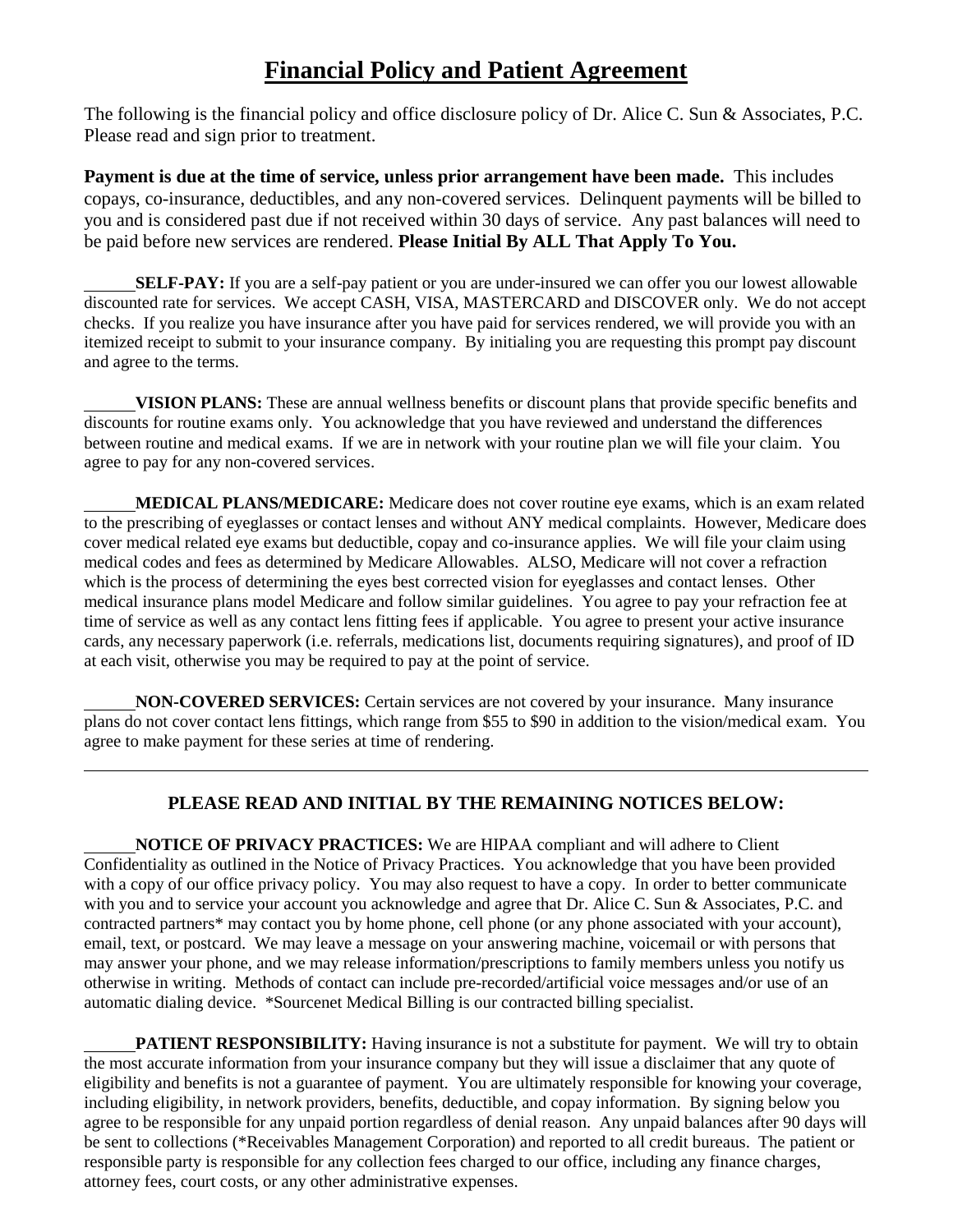# Financial Policy and Patient Agreement

The following is the financial policy and office disclosure policy of Dr. Alice C. Sun & Associates, P.C. Please read and sign prior to treatment.

**Payment is due at the time of service, unless prior arrangement have been made.** This includes copays, co-insurance, deductibles, and any non-covered services. Delinquent payments will be billed to you and is considered past due if not received within 30 days of service. Any past balances will need to be paid before new services are rendered. **Please Initial By ALL That Apply To You.**

______ **SELF-PAY:** If you are a self-pay patient or you are under-insured we can offer you our lowest allowable discounted rate for services. We accept CASH, VISA, MASTERCARD and DISCOVER only. We do not accept checks. If you realize you have insurance after you have paid for services rendered, we will provide you with an itemized receipt to submit to your insurance company. By initialing you are requesting this prompt pay discount and agree to the terms.

______ **VISION PLANS:** These are annual wellness benefits or discount plans that provide specific benefits and discounts for routine exams only. You acknowledge that you have reviewed and understand the differences between routine and medical exams. If we are in network with your routine plan we will file your claim. You agree to pay for any non-covered services.

______ **MEDICAL PLANS/MEDICARE:** Medicare does not cover routine eye exams, which is an exam related to the prescribing of eyeglasses or contact lenses and without ANY medical complaints. However, Medicare does cover medical related eye exams but deductible, copay and co-insurance applies. We will file your claim using medical codes and fees as determined by Medicare Allowables. ALSO, Medicare will not cover a refraction which is the process of determining the eyes best corrected vision for eyeglasses and contact lenses. Other medical insurance plans model Medicare and follow similar guidelines. You agree to pay your refraction fee at time of service as well as any contact lens fitting fees if applicable. You agree to present your active insurance cards, any necessary paperwork (i.e. referrals, medications list, documents requiring signatures), and proof of ID at each visit, otherwise you may be required to pay at the point of service.

______ **NON-COVERED SERVICES:** Certain services are not covered by your insurance. Many insurance plans do not cover contact lens fittings, which range from $55 to $90 in addition to the vision/medical exam. You agree to make payment for these series at time of rendering.

---

### PLEASE READ AND INITIAL BY THE REMAINING NOTICES BELOW:

______ **NOTICE OF PRIVACY PRACTICES:** We are HIPAA compliant and will adhere to Client Confidentiality as outlined in the Notice of Privacy Practices. You acknowledge that you have been provided with a copy of our office privacy policy. You may also request to have a copy. In order to better communicate with you and to service your account you acknowledge and agree that Dr. Alice C. Sun & Associates, P.C. and contracted partners* may contact you by home phone, cell phone (or any phone associated with your account), email, text, or postcard. We may leave a message on your answering machine, voicemail or with persons that may answer your phone, and we may release information/prescriptions to family members unless you notify us otherwise in writing. Methods of contact can include pre-recorded/artificial voice messages and/or use of an automatic dialing device. *Sourcenet Medical Billing is our contracted billing specialist.

______ **PATIENT RESPONSIBILITY:** Having insurance is not a substitute for payment. We will try to obtain the most accurate information from your insurance company but they will issue a disclaimer that any quote of eligibility and benefits is not a guarantee of payment. You are ultimately responsible for knowing your coverage, including eligibility, in network providers, benefits, deductible, and copay information. By signing below you agree to be responsible for any unpaid portion regardless of denial reason. Any unpaid balances after 90 days will be sent to collections (*Receivables Management Corporation) and reported to all credit bureaus. The patient or responsible party is responsible for any collection fees charged to our office, including any finance charges, attorney fees, court costs, or any other administrative expenses.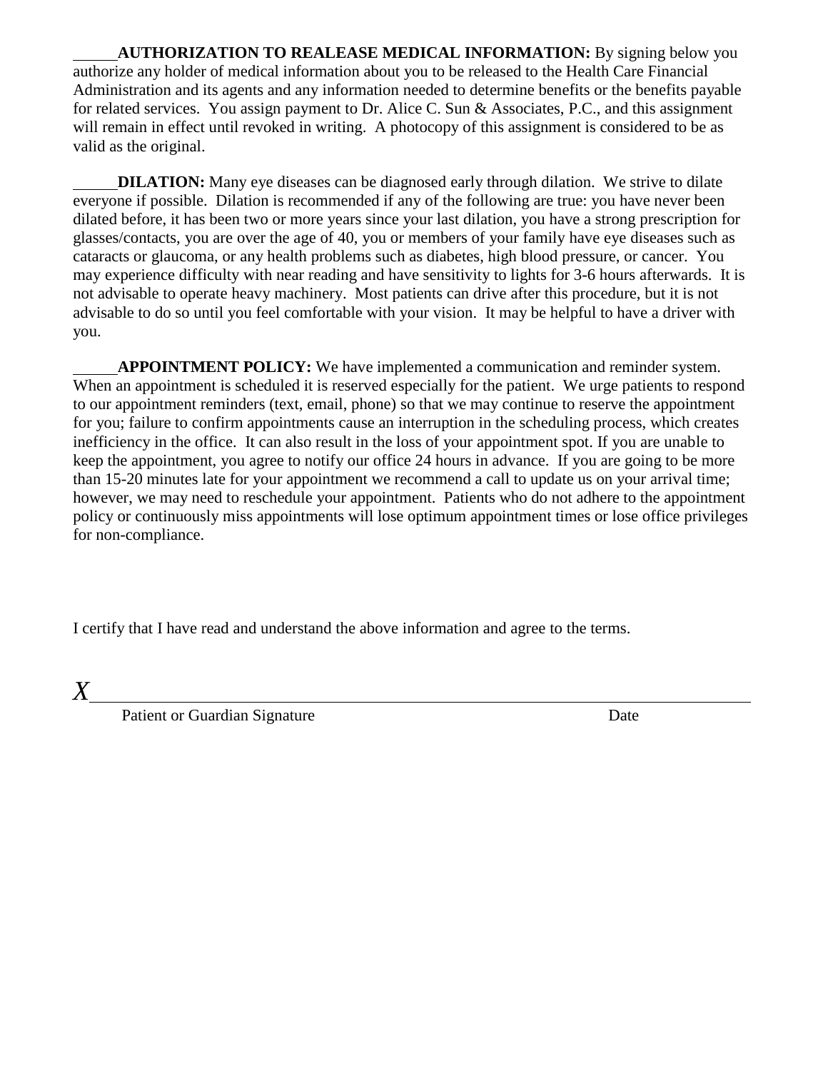\_\_\_\_\_**AUTHORIZATION TO REALEASE MEDICAL INFORMATION:** By signing below you authorize any holder of medical information about you to be released to the Health Care Financial Administration and its agents and any information needed to determine benefits or the benefits payable for related services. You assign payment to Dr. Alice C. Sun & Associates, P.C., and this assignment will remain in effect until revoked in writing. A photocopy of this assignment is considered to be as valid as the original.

\_\_\_\_\_**DILATION:** Many eye diseases can be diagnosed early through dilation. We strive to dilate everyone if possible. Dilation is recommended if any of the following are true: you have never been dilated before, it has been two or more years since your last dilation, you have a strong prescription for glasses/contacts, you are over the age of 40, you or members of your family have eye diseases such as cataracts or glaucoma, or any health problems such as diabetes, high blood pressure, or cancer. You may experience difficulty with near reading and have sensitivity to lights for 3-6 hours afterwards. It is not advisable to operate heavy machinery. Most patients can drive after this procedure, but it is not advisable to do so until you feel comfortable with your vision. It may be helpful to have a driver with you.

\_\_\_\_\_**APPOINTMENT POLICY:** We have implemented a communication and reminder system. When an appointment is scheduled it is reserved especially for the patient. We urge patients to respond to our appointment reminders (text, email, phone) so that we may continue to reserve the appointment for you; failure to confirm appointments cause an interruption in the scheduling process, which creates inefficiency in the office. It can also result in the loss of your appointment spot. If you are unable to keep the appointment, you agree to notify our office 24 hours in advance. If you are going to be more than 15-20 minutes late for your appointment we recommend a call to update us on your arrival time; however, we may need to reschedule your appointment. Patients who do not adhere to the appointment policy or continuously miss appointments will lose optimum appointment times or lose office privileges for non-compliance.

I certify that I have read and understand the above information and agree to the terms.

*X*\_\_\_\_\_\_\_\_\_\_\_\_\_\_\_\_\_\_\_\_\_\_\_\_\_\_\_\_\_\_\_\_\_\_\_\_\_\_\_\_\_\_\_\_\_\_\_\_\_\_\_\_\_\_\_\_\_\_\_\_

Patient or Guardian Signature                                                    Date